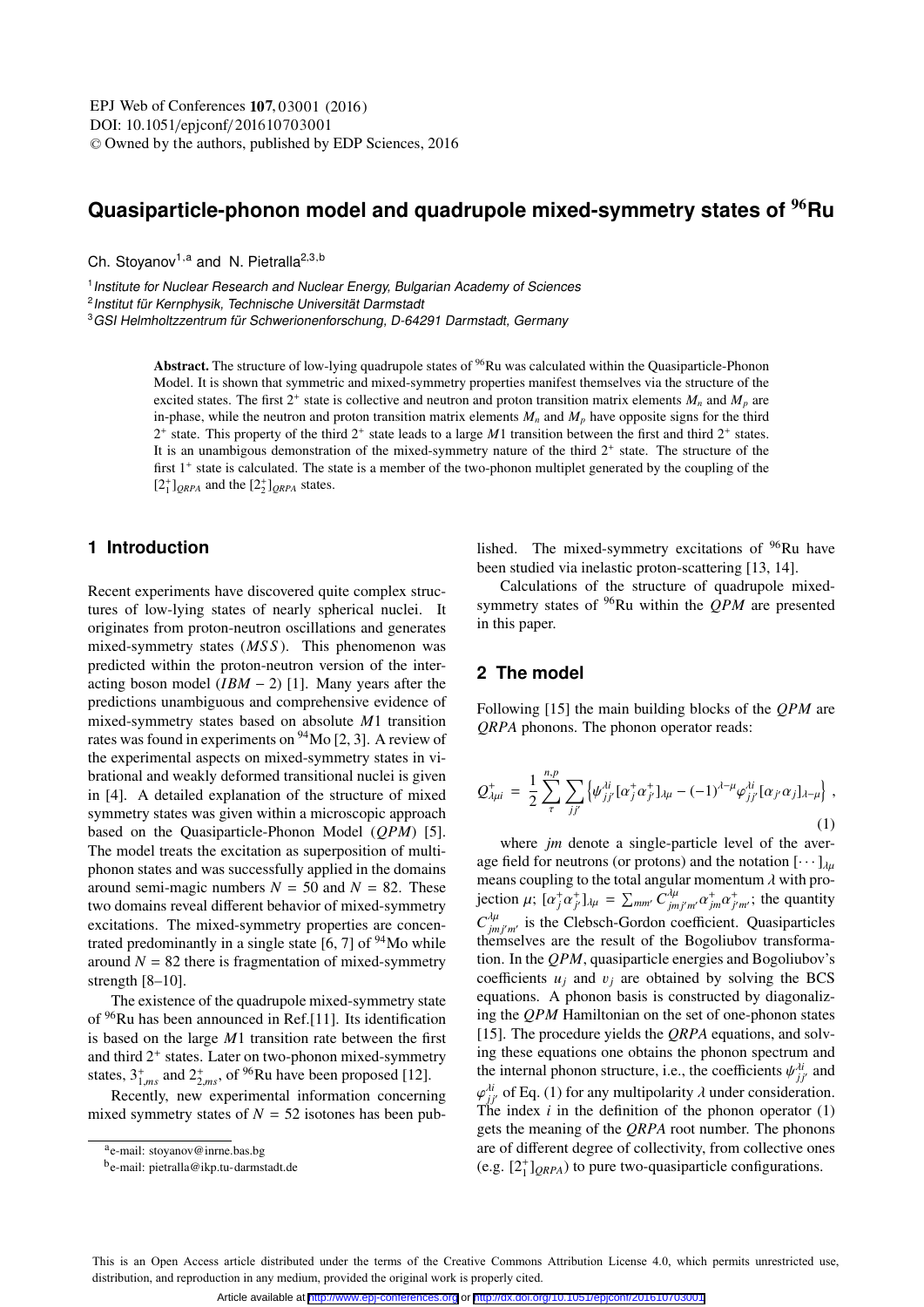# Quasiparticle-phonon model and quadrupole mixed-symmetry states of $^{96}$Ru

Ch. Stoyanov[1,a] and N. Pietralla[2,3,b]

[1] *Institute for Nuclear Research and Nuclear Energy, Bulgarian Academy of Sciences*
[2] *Institut für Kernphysik, Technische Universität Darmstadt*
[3] *GSI Helmholtzzentrum für Schwerionenforschung, D-64291 Darmstadt, Germany*

**Abstract.** The structure of low-lying quadrupole states of $^{96}$Ru was calculated within the Quasiparticle-Phonon Model. It is shown that symmetric and mixed-symmetry properties manifest themselves via the structure of the excited states. The first $2^+$ state is collective and neutron and proton transition matrix elements $M_n$ and $M_p$ are in-phase, while the neutron and proton transition matrix elements $M_n$ and $M_p$ have opposite signs for the third $2^+$ state. This property of the third $2^+$ state leads to a large $M1$ transition between the first and third $2^+$ states. It is an unambigous demonstration of the mixed-symmetry nature of the third $2^+$ state. The structure of the first $1^+$ state is calculated. The state is a member of the two-phonon multiplet generated by the coupling of the $[2^+_1]_{QRPA}$ and the $[2^+_2]_{QRPA}$ states.

## 1 Introduction

Recent experiments have discovered quite complex structures of low-lying states of nearly spherical nuclei. It originates from proton-neutron oscillations and generates mixed-symmetry states ($MSS$). This phenomenon was predicted within the proton-neutron version of the interacting boson model ($IBM-2$) [1]. Many years after the predictions unambiguous and comprehensive evidence of mixed-symmetry states based on absolute $M1$ transition rates was found in experiments on $^{94}$Mo [2, 3]. A review of the experimental aspects on mixed-symmetry states in vibrational and weakly deformed transitional nuclei is given in [4]. A detailed explanation of the structure of mixed symmetry states was given within a microscopic approach based on the Quasiparticle-Phonon Model ($QPM$) [5]. The model treats the excitation as superposition of multiphonon states and was successfully applied in the domains around semi-magic numbers $N = 50$ and $N = 82$. These two domains reveal different behavior of mixed-symmetry excitations. The mixed-symmetry properties are concentrated predominantly in a single state [6, 7] of $^{94}$Mo while around $N = 82$ there is fragmentation of mixed-symmetry strength [8–10].

The existence of the quadrupole mixed-symmetry state of $^{96}$Ru has been announced in Ref.[11]. Its identification is based on the large $M1$ transition rate between the first and third $2^+$ states. Later on two-phonon mixed-symmetry states, $3^+_{1,ms}$ and $2^+_{2,ms}$, of $^{96}$Ru have been proposed [12].

Recently, new experimental information concerning mixed symmetry states of $N = 52$ isotones has been published. The mixed-symmetry excitations of $^{96}$Ru have been studied via inelastic proton-scattering [13, 14].

Calculations of the structure of quadrupole mixed-symmetry states of $^{96}$Ru within the $QPM$ are presented in this paper.

## 2 The model

Following [15] the main building blocks of the $QPM$ are $QRPA$ phonons. The phonon operator reads:

$$Q^+_{\lambda\mu i} = \frac{1}{2}\sum_{\tau}^{n,p}\sum_{jj'}\left\{\psi^{\lambda i}_{jj'}[\alpha^+_j\alpha^+_{j'}]_{\lambda\mu} - (-1)^{\lambda-\mu}\varphi^{\lambda i}_{jj'}[\alpha_{j'}\alpha_j]_{\lambda-\mu}\right\}, \tag{1}$$

where $jm$ denote a single-particle level of the average field for neutrons (or protons) and the notation $[\cdots]_{\lambda\mu}$ means coupling to the total angular momentum $\lambda$ with projection $\mu$; $[\alpha^+_j\alpha^+_{j'}]_{\lambda\mu} = \sum_{mm'} C^{\lambda\mu}_{jmj'm'}\alpha^+_{jm}\alpha^+_{j'm'}$; the quantity $C^{\lambda\mu}_{jmj'm'}$ is the Clebsch-Gordon coefficient. Quasiparticles themselves are the result of the Bogoliubov transformation. In the $QPM$, quasiparticle energies and Bogoliubov's coefficients $u_j$ and $v_j$ are obtained by solving the BCS equations. A phonon basis is constructed by diagonalizing the $QPM$ Hamiltonian on the set of one-phonon states [15]. The procedure yields the $QRPA$ equations, and solving these equations one obtains the phonon spectrum and the internal phonon structure, i.e., the coefficients $\psi^{\lambda i}_{jj'}$ and $\varphi^{\lambda i}_{jj'}$ of Eq. (1) for any multipolarity $\lambda$ under consideration. The index $i$ in the definition of the phonon operator (1) gets the meaning of the $QRPA$ root number. The phonons are of different degree of collectivity, from collective ones (e.g. $[2^+_1]_{QRPA}$) to pure two-quasiparticle configurations.

[a] e-mail: stoyanov@inrne.bas.bg

[b] e-mail: pietralla@ikp.tu-darmstadt.de

This is an Open Access article distributed under the terms of the Creative Commons Attribution License 4.0, which permits unrestricted use, distribution, and reproduction in any medium, provided the original work is properly cited.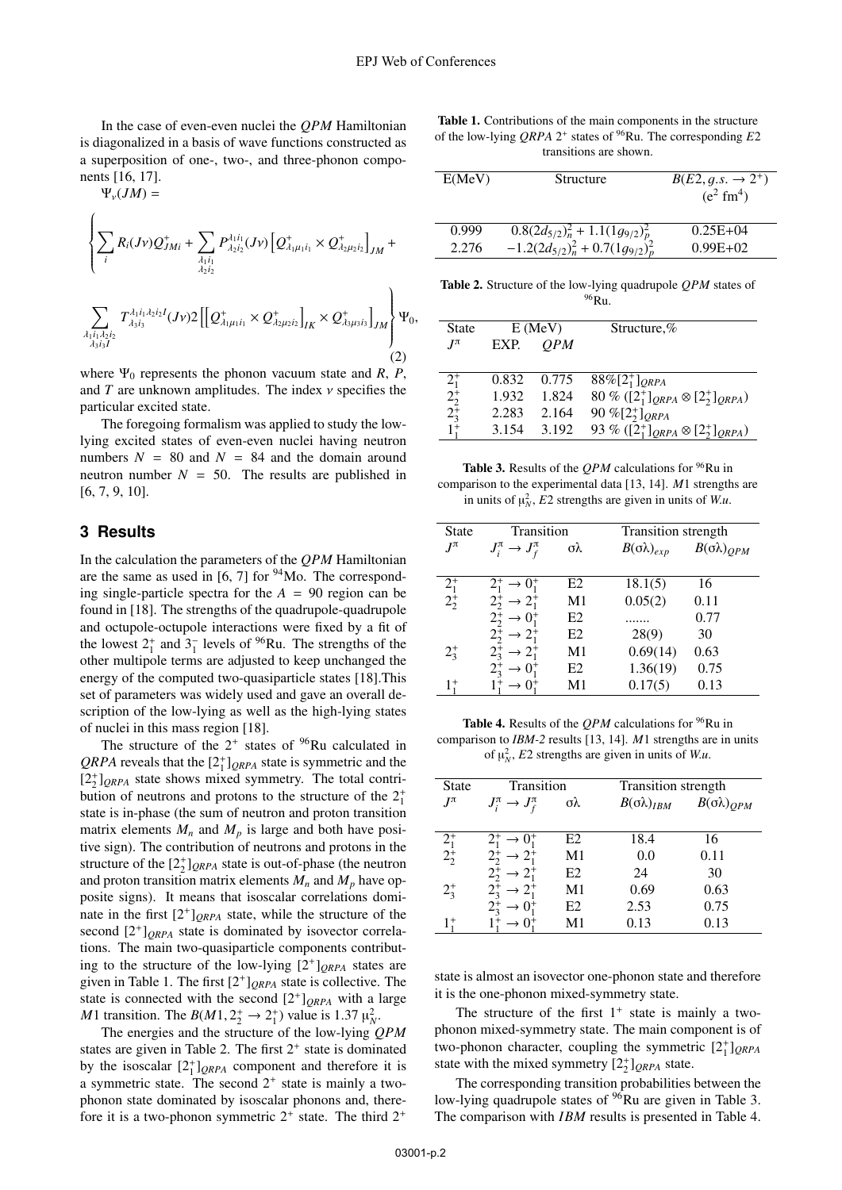In the case of even-even nuclei the *QPM* Hamiltonian is diagonalized in a basis of wave functions constructed as a superposition of one-, two-, and three-phonon components [16, 17].

$$\Psi_\nu(JM) = \left\{ \sum_i R_i(J\nu) Q^+_{JMi} + \sum_{\substack{\lambda_1 i_1 \\ \lambda_2 i_2}} P^{\lambda_1 i_1}_{\lambda_2 i_2}(J\nu) \left[ Q^+_{\lambda_1 \mu_1 i_1} \times Q^+_{\lambda_2 \mu_2 i_2} \right]_{JM} + \sum_{\substack{\lambda_1 i_1 \lambda_2 i_2 \\ \lambda_3 i_3 I}} T^{\lambda_1 i_1 \lambda_2 i_2 I}_{\lambda_3 i_3}(J\nu) 2 \left[ \left[ Q^+_{\lambda_1 \mu_1 i_1} \times Q^+_{\lambda_2 \mu_2 i_2} \right]_{IK} \times Q^+_{\lambda_3 \mu_3 i_3} \right]_{JM} \right\} \Psi_0, \tag{2}$$

where $\Psi_0$ represents the phonon vacuum state and $R$, $P$, and $T$ are unknown amplitudes. The index $\nu$ specifies the particular excited state.

The foregoing formalism was applied to study the low-lying excited states of even-even nuclei having neutron numbers $N = 80$ and $N = 84$ and the domain around neutron number $N = 50$. The results are published in [6, 7, 9, 10].

## 3 Results

In the calculation the parameters of the *QPM* Hamiltonian are the same as used in [6, 7] for $^{94}$Mo. The corresponding single-particle spectra for the $A = 90$ region can be found in [18]. The strengths of the quadrupole-quadrupole and octupole-octupole interactions were fixed by a fit of the lowest $2^+_1$ and $3^-_1$ levels of $^{96}$Ru. The strengths of the other multipole terms are adjusted to keep unchanged the energy of the computed two-quasiparticle states [18].This set of parameters was widely used and gave an overall description of the low-lying as well as the high-lying states of nuclei in this mass region [18].

The structure of the $2^+$ states of $^{96}$Ru calculated in *QRPA* reveals that the $[2^+_1]_{QRPA}$ state is symmetric and the $[2^+_2]_{QRPA}$ state shows mixed symmetry. The total contribution of neutrons and protons to the structure of the $2^+_1$ state is in-phase (the sum of neutron and proton transition matrix elements $M_n$ and $M_p$ is large and both have positive sign). The contribution of neutrons and protons in the structure of the $[2^+_2]_{QRPA}$ state is out-of-phase (the neutron and proton transition matrix elements $M_n$ and $M_p$ have opposite signs). It means that isoscalar correlations dominate in the first $[2^+]_{QRPA}$ state, while the structure of the second $[2^+]_{QRPA}$ state is dominated by isovector correlations. The main two-quasiparticle components contributing to the structure of the low-lying $[2^+]_{QRPA}$ states are given in Table 1. The first $[2^+]_{QRPA}$ state is collective. The state is connected with the second $[2^+]_{QRPA}$ with a large $M1$ transition. The $B(M1, 2^+_2 \rightarrow 2^+_1)$ value is 1.37 $\mu^2_N$.

The energies and the structure of the low-lying *QPM* states are given in Table 2. The first $2^+$ state is dominated by the isoscalar $[2^+_1]_{QRPA}$ component and therefore it is a symmetric state. The second $2^+$ state is mainly a two-phonon state dominated by isoscalar phonons and, therefore it is a two-phonon symmetric $2^+$ state. The third $2^+$ state is almost an isovector one-phonon state and therefore it is the one-phonon mixed-symmetry state.

The structure of the first $1^+$ state is mainly a two-phonon mixed-symmetry state. The main component is of two-phonon character, coupling the symmetric $[2^+_1]_{QRPA}$ state with the mixed symmetry $[2^+_2]_{QRPA}$ state.

The corresponding transition probabilities between the low-lying quadrupole states of $^{96}$Ru are given in Table 3. The comparison with *IBM* results is presented in Table 4.

**Table 1.** Contributions of the main components in the structure of the low-lying *QRPA* $2^+$ states of $^{96}$Ru. The corresponding $E2$ transitions are shown.

| E(MeV) | Structure | $B(E2, g.s. \rightarrow 2^+)$ ($e^2$ fm$^4$) |
|---|---|---|
| 0.999 | $0.8(2d_{5/2})^2_n + 1.1(1g_{9/2})^2_p$ | 0.25E+04 |
| 2.276 | $-1.2(2d_{5/2})^2_n + 0.7(1g_{9/2})^2_p$ | 0.99E+02 |

**Table 2.** Structure of the low-lying quadrupole *QPM* states of $^{96}$Ru.

| State $J^\pi$ | E (MeV) EXP. | E (MeV) *QPM* | Structure,% |
|---|---|---|---|
| $2^+_1$ | 0.832 | 0.775 | 88%$[2^+_1]_{QRPA}$ |
| $2^+_2$ | 1.932 | 1.824 | 80 % ($[2^+_1]_{QRPA} \otimes [2^+_2]_{QRPA}$) |
| $2^+_3$ | 2.283 | 2.164 | 90 %$[2^+_2]_{QRPA}$ |
| $1^+_1$ | 3.154 | 3.192 | 93 % ($[2^+_1]_{QRPA} \otimes [2^+_2]_{QRPA}$) |

**Table 3.** Results of the *QPM* calculations for $^{96}$Ru in comparison to the experimental data [13, 14]. $M1$ strengths are in units of $\mu^2_N$, $E2$ strengths are given in units of *W.u.*

| State $J^\pi$ | Transition $J^\pi_i \rightarrow J^\pi_f$ | $\sigma\lambda$ | $B(\sigma\lambda)_{exp}$ | $B(\sigma\lambda)_{QPM}$ |
|---|---|---|---|---|
| $2^+_1$ | $2^+_1 \rightarrow 0^+_1$ | E2 | 18.1(5) | 16 |
| $2^+_2$ | $2^+_2 \rightarrow 2^+_1$ | M1 | 0.05(2) | 0.11 |
| | $2^+_2 \rightarrow 0^+_1$ | E2 | ....... | 0.77 |
| | $2^+_2 \rightarrow 2^+_1$ | E2 | 28(9) | 30 |
| $2^+_3$ | $2^+_3 \rightarrow 2^+_1$ | M1 | 0.69(14) | 0.63 |
| | $2^+_3 \rightarrow 0^+_1$ | E2 | 1.36(19) | 0.75 |
| $1^+_1$ | $1^+_1 \rightarrow 0^+_1$ | M1 | 0.17(5) | 0.13 |

**Table 4.** Results of the *QPM* calculations for $^{96}$Ru in comparison to *IBM-2* results [13, 14]. $M1$ strengths are in units of $\mu^2_N$, $E2$ strengths are given in units of *W.u.*

| State $J^\pi$ | Transition $J^\pi_i \rightarrow J^\pi_f$ | $\sigma\lambda$ | $B(\sigma\lambda)_{IBM}$ | $B(\sigma\lambda)_{QPM}$ |
|---|---|---|---|---|
| $2^+_1$ | $2^+_1 \rightarrow 0^+_1$ | E2 | 18.4 | 16 |
| $2^+_2$ | $2^+_2 \rightarrow 2^+_1$ | M1 | 0.0 | 0.11 |
| | $2^+_2 \rightarrow 2^+_1$ | E2 | 24 | 30 |
| $2^+_3$ | $2^+_3 \rightarrow 2^+_1$ | M1 | 0.69 | 0.63 |
| | $2^+_3 \rightarrow 0^+_1$ | E2 | 2.53 | 0.75 |
| $1^+_1$ | $1^+_1 \rightarrow 0^+_1$ | M1 | 0.13 | 0.13 |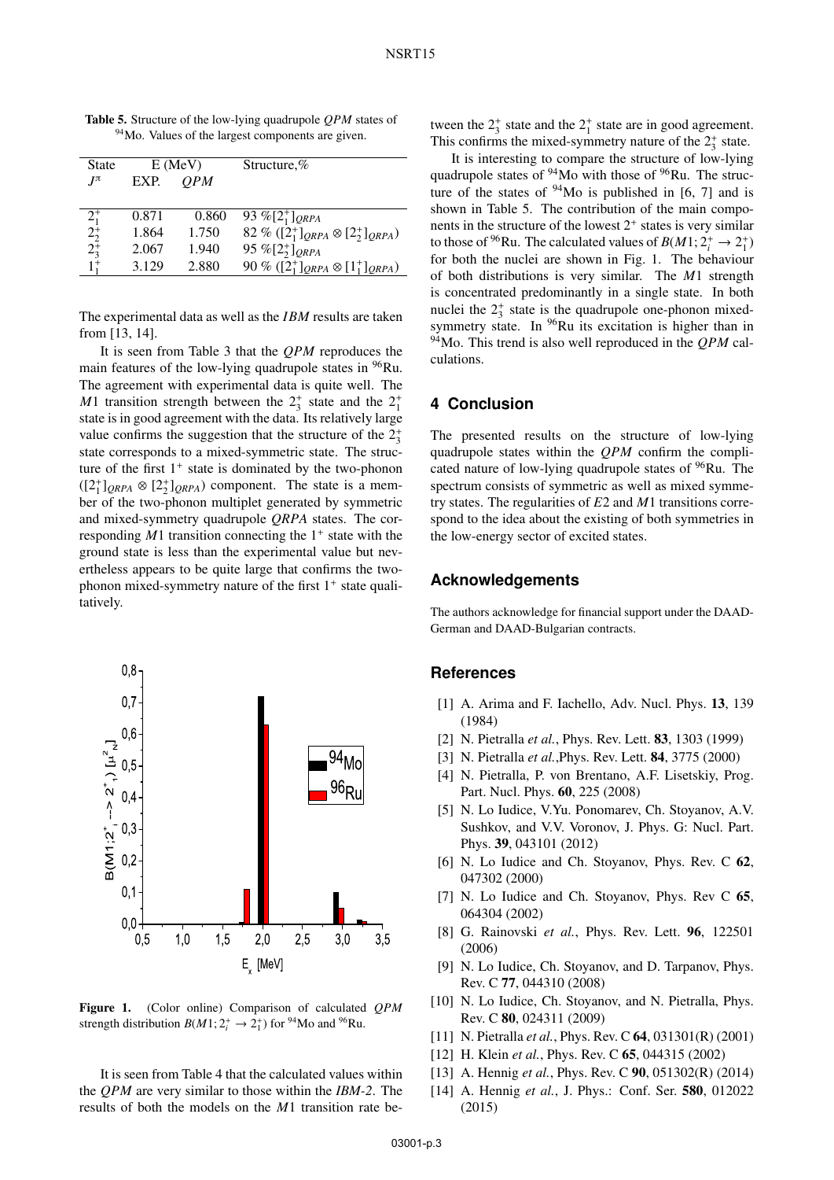**Table 5.** Structure of the low-lying quadrupole *QPM* states of $^{94}$Mo. Values of the largest components are given.

| State | E (MeV) | | Structure,% |
|---|---|---|---|
| $J^{\pi}$ | EXP. | *QPM* | |
| $2_1^+$ | 0.871 | 0.860 | 93 %$[2_1^+]_{QRPA}$ |
| $2_2^+$ | 1.864 | 1.750 | 82 % $([2_1^+]_{QRPA} \otimes [2_2^+]_{QRPA})$ |
| $2_3^+$ | 2.067 | 1.940 | 95 %$[2_2^+]_{QRPA}$ |
| $1_1^+$ | 3.129 | 2.880 | 90 % $([2_1^+]_{QRPA} \otimes [1_1^+]_{QRPA})$ |

The experimental data as well as the *IBM* results are taken from [13, 14].

It is seen from Table 3 that the *QPM* reproduces the main features of the low-lying quadrupole states in $^{96}$Ru. The agreement with experimental data is quite well. The $M1$ transition strength between the $2_3^+$ state and the $2_1^+$ state is in good agreement with the data. Its relatively large value confirms the suggestion that the structure of the $2_3^+$ state corresponds to a mixed-symmetric state. The structure of the first $1^+$ state is dominated by the two-phonon $([2_1^+]_{QRPA} \otimes [2_2^+]_{QRPA})$ component. The state is a member of the two-phonon multiplet generated by symmetric and mixed-symmetry quadrupole *QRPA* states. The corresponding $M1$ transition connecting the $1^+$ state with the ground state is less than the experimental value but nevertheless appears to be quite large that confirms the two-phonon mixed-symmetry nature of the first $1^+$ state qualitatively.

**Figure 1.** (Color online) Comparison of calculated *QPM* strength distribution $B(M1; 2_i^+ \to 2_1^+)$ for $^{94}$Mo and $^{96}$Ru.

It is seen from Table 4 that the calculated values within the *QPM* are very similar to those within the *IBM-2*. The results of both the models on the $M1$ transition rate between the $2_3^+$ state and the $2_1^+$ state are in good agreement. This confirms the mixed-symmetry nature of the $2_3^+$ state.

It is interesting to compare the structure of low-lying quadrupole states of $^{94}$Mo with those of $^{96}$Ru. The structure of the states of $^{94}$Mo is published in [6, 7] and is shown in Table 5. The contribution of the main components in the structure of the lowest $2^+$ states is very similar to those of $^{96}$Ru. The calculated values of $B(M1; 2_i^+ \to 2_1^+)$ for both the nuclei are shown in Fig. 1. The behaviour of both distributions is very similar. The $M1$ strength is concentrated predominantly in a single state. In both nuclei the $2_3^+$ state is the quadrupole one-phonon mixed-symmetry state. In $^{96}$Ru its excitation is higher than in $^{94}$Mo. This trend is also well reproduced in the *QPM* calculations.

## 4 Conclusion

The presented results on the structure of low-lying quadrupole states within the *QPM* confirm the complicated nature of low-lying quadrupole states of $^{96}$Ru. The spectrum consists of symmetric as well as mixed symmetry states. The regularities of $E2$ and $M1$ transitions correspond to the idea about the existing of both symmetries in the low-energy sector of excited states.

## Acknowledgements

The authors acknowledge for financial support under the DAAD-German and DAAD-Bulgarian contracts.

## References

[1] A. Arima and F. Iachello, Adv. Nucl. Phys. **13**, 139 (1984)

[2] N. Pietralla *et al.*, Phys. Rev. Lett. **83**, 1303 (1999)

[3] N. Pietralla *et al.*,Phys. Rev. Lett. **84**, 3775 (2000)

[4] N. Pietralla, P. von Brentano, A.F. Lisetskiy, Prog. Part. Nucl. Phys. **60**, 225 (2008)

[5] N. Lo Iudice, V.Yu. Ponomarev, Ch. Stoyanov, A.V. Sushkov, and V.V. Voronov, J. Phys. G: Nucl. Part. Phys. **39**, 043101 (2012)

[6] N. Lo Iudice and Ch. Stoyanov, Phys. Rev. C **62**, 047302 (2000)

[7] N. Lo Iudice and Ch. Stoyanov, Phys. Rev C **65**, 064304 (2002)

[8] G. Rainovski *et al.*, Phys. Rev. Lett. **96**, 122501 (2006)

[9] N. Lo Iudice, Ch. Stoyanov, and D. Tarpanov, Phys. Rev. C **77**, 044310 (2008)

[10] N. Lo Iudice, Ch. Stoyanov, and N. Pietralla, Phys. Rev. C **80**, 024311 (2009)

[11] N. Pietralla *et al.*, Phys. Rev. C **64**, 031301(R) (2001)

[12] H. Klein *et al.*, Phys. Rev. C **65**, 044315 (2002)

[13] A. Hennig *et al.*, Phys. Rev. C **90**, 051302(R) (2014)

[14] A. Hennig *et al.*, J. Phys.: Conf. Ser. **580**, 012022 (2015)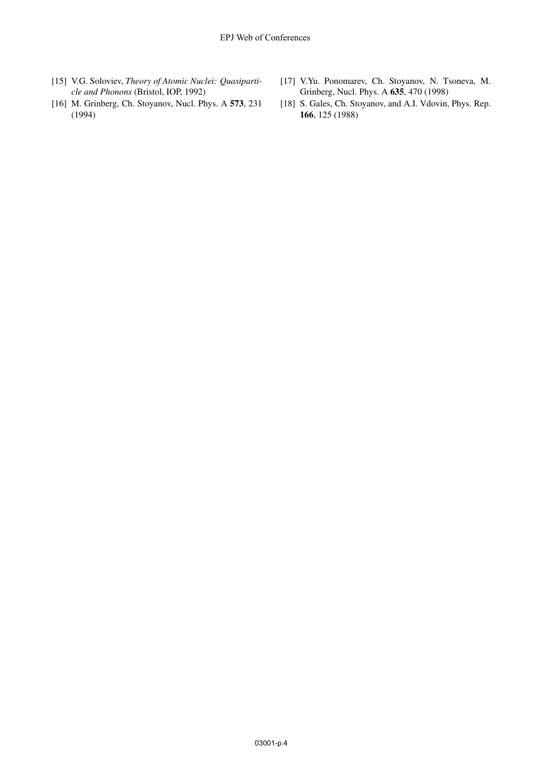[15] V.G. Soloviev, *Theory of Atomic Nuclei: Quasiparticle and Phonons* (Bristol, IOP, 1992)

[16] M. Grinberg, Ch. Stoyanov, Nucl. Phys. A **573**, 231 (1994)

[17] V.Yu. Ponomarev, Ch. Stoyanov, N. Tsoneva, M. Grinberg, Nucl. Phys. A **635**, 470 (1998)

[18] S. Gales, Ch. Stoyanov, and A.I. Vdovin, Phys. Rep. **166**, 125 (1988)